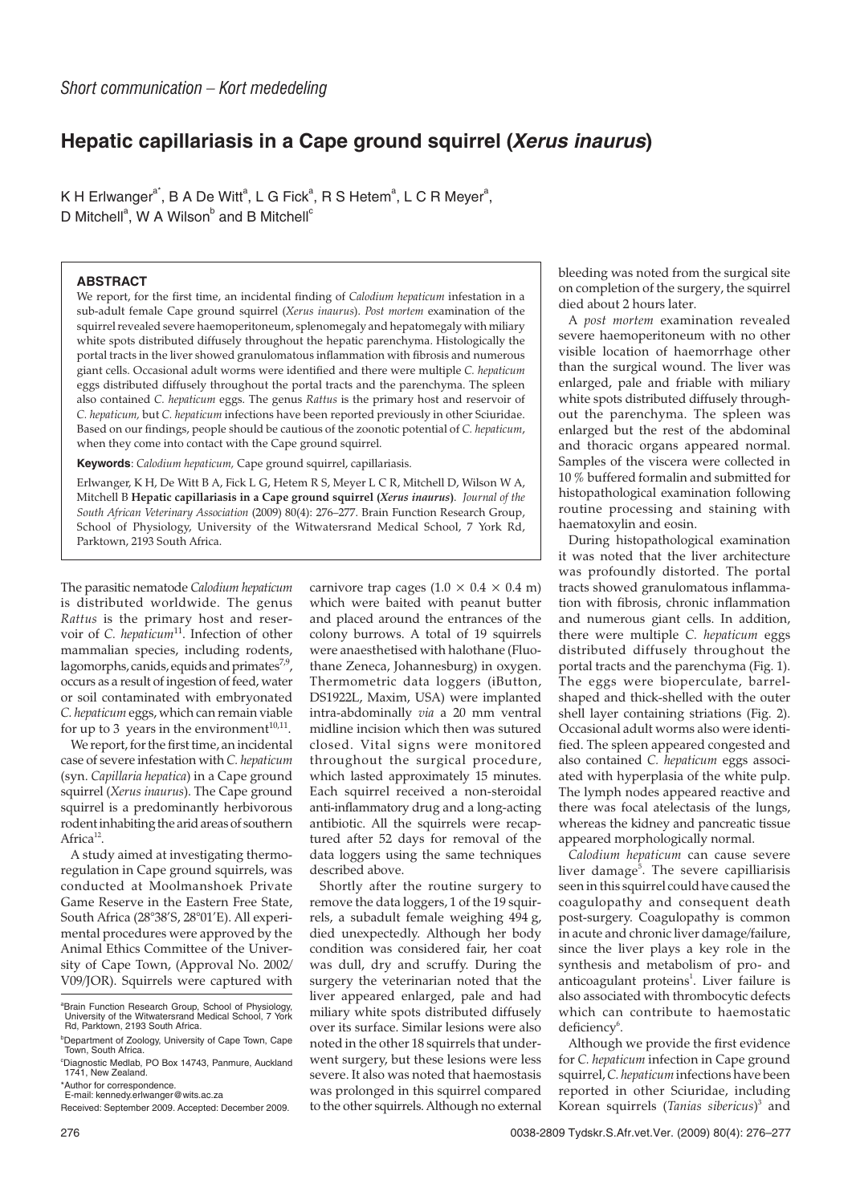*Short communication – Kort mededeling*

# Hepatic capillariasis in a Cape ground squirrel (*Xerus inaurus*)

K H Erlwanger[a*], B A De Witt[a], L G Fick[a], R S Hetem[a], L C R Meyer[a], D Mitchell[a], W A Wilson[b] and B Mitchell[c]

### ABSTRACT

We report, for the first time, an incidental finding of *Calodium hepaticum* infestation in a sub-adult female Cape ground squirrel (*Xerus inaurus*). *Post mortem* examination of the squirrel revealed severe haemoperitoneum, splenomegaly and hepatomegaly with miliary white spots distributed diffusely throughout the hepatic parenchyma. Histologically the portal tracts in the liver showed granulomatous inflammation with fibrosis and numerous giant cells. Occasional adult worms were identified and there were multiple *C. hepaticum* eggs distributed diffusely throughout the portal tracts and the parenchyma. The spleen also contained *C. hepaticum* eggs. The genus *Rattus* is the primary host and reservoir of *C. hepaticum*, but *C. hepaticum* infections have been reported previously in other Sciuridae. Based on our findings, people should be cautious of the zoonotic potential of *C. hepaticum*, when they come into contact with the Cape ground squirrel.

**Keywords**: *Calodium hepaticum*, Cape ground squirrel, capillariasis.

Erlwanger, K H, De Witt B A, Fick L G, Hetem R S, Meyer L C R, Mitchell D, Wilson W A, Mitchell B **Hepatic capillariasis in a Cape ground squirrel (*Xerus inaurus*)**. *Journal of the South African Veterinary Association* (2009) 80(4): 276–277. Brain Function Research Group, School of Physiology, University of the Witwatersrand Medical School, 7 York Rd, Parktown, 2193 South Africa.

The parasitic nematode *Calodium hepaticum* is distributed worldwide. The genus *Rattus* is the primary host and reservoir of *C. hepaticum*[11]. Infection of other mammalian species, including rodents, lagomorphs, canids, equids and primates[7,9], occurs as a result of ingestion of feed, water or soil contaminated with embryonated *C. hepaticum* eggs, which can remain viable for up to 3 years in the environment[10,11].

We report, for the first time, an incidental case of severe infestation with *C. hepaticum* (syn. *Capillaria hepatica*) in a Cape ground squirrel (*Xerus inaurus*). The Cape ground squirrel is a predominantly herbivorous rodent inhabiting the arid areas of southern Africa[12].

A study aimed at investigating thermoregulation in Cape ground squirrels, was conducted at Moolmanshoek Private Game Reserve in the Eastern Free State, South Africa (28°38'S, 28°01'E). All experimental procedures were approved by the Animal Ethics Committee of the University of Cape Town, (Approval No. 2002/V09/JOR). Squirrels were captured with carnivore trap cages ($1.0 \times 0.4 \times 0.4$ m) which were baited with peanut butter and placed around the entrances of the colony burrows. A total of 19 squirrels were anaesthetised with halothane (Fluothane Zeneca, Johannesburg) in oxygen. Thermometric data loggers (iButton, DS1922L, Maxim, USA) were implanted intra-abdominally *via* a 20 mm ventral midline incision which then was sutured closed. Vital signs were monitored throughout the surgical procedure, which lasted approximately 15 minutes. Each squirrel received a non-steroidal anti-inflammatory drug and a long-acting antibiotic. All the squirrels were recaptured after 52 days for removal of the data loggers using the same techniques described above.

Shortly after the routine surgery to remove the data loggers, 1 of the 19 squirrels, a subadult female weighing 494 g, died unexpectedly. Although her body condition was considered fair, her coat was dull, dry and scruffy. During the surgery the veterinarian noted that the liver appeared enlarged, pale and had miliary white spots distributed diffusely over its surface. Similar lesions were also noted in the other 18 squirrels that underwent surgery, but these lesions were less severe. It also was noted that haemostasis was prolonged in this squirrel compared to the other squirrels. Although no external bleeding was noted from the surgical site on completion of the surgery, the squirrel died about 2 hours later.

A *post mortem* examination revealed severe haemoperitoneum with no other visible location of haemorrhage other than the surgical wound. The liver was enlarged, pale and friable with miliary white spots distributed diffusely throughout the parenchyma. The spleen was enlarged but the rest of the abdominal and thoracic organs appeared normal. Samples of the viscera were collected in 10 % buffered formalin and submitted for histopathological examination following routine processing and staining with haematoxylin and eosin.

During histopathological examination it was noted that the liver architecture was profoundly distorted. The portal tracts showed granulomatous inflammation with fibrosis, chronic inflammation and numerous giant cells. In addition, there were multiple *C. hepaticum* eggs distributed diffusely throughout the portal tracts and the parenchyma (Fig. 1). The eggs were bioperculate, barrel-shaped and thick-shelled with the outer shell layer containing striations (Fig. 2). Occasional adult worms also were identified. The spleen appeared congested and also contained *C. hepaticum* eggs associated with hyperplasia of the white pulp. The lymph nodes appeared reactive and there was focal atelectasis of the lungs, whereas the kidney and pancreatic tissue appeared morphologically normal.

*Calodium hepaticum* can cause severe liver damage[5]. The severe capilliarisis seen in this squirrel could have caused the coagulopathy and consequent death post-surgery. Coagulopathy is common in acute and chronic liver damage/failure, since the liver plays a key role in the synthesis and metabolism of pro- and anticoagulant proteins[1]. Liver failure is also associated with thrombocytic defects which can contribute to haemostatic deficiency[6].

Although we provide the first evidence for *C. hepaticum* infection in Cape ground squirrel, *C. hepaticum* infections have been reported in other Sciuridae, including Korean squirrels (*Tanias sibericus*)[3] and

[a]Brain Function Research Group, School of Physiology, University of the Witwatersrand Medical School, 7 York Rd, Parktown, 2193 South Africa.

[b]Department of Zoology, University of Cape Town, Cape Town, South Africa.

[c]Diagnostic Medlab, PO Box 14743, Panmure, Auckland 1741, New Zealand.

*Author for correspondence.
E-mail: kennedy.erlwanger@wits.ac.za

Received: September 2009. Accepted: December 2009.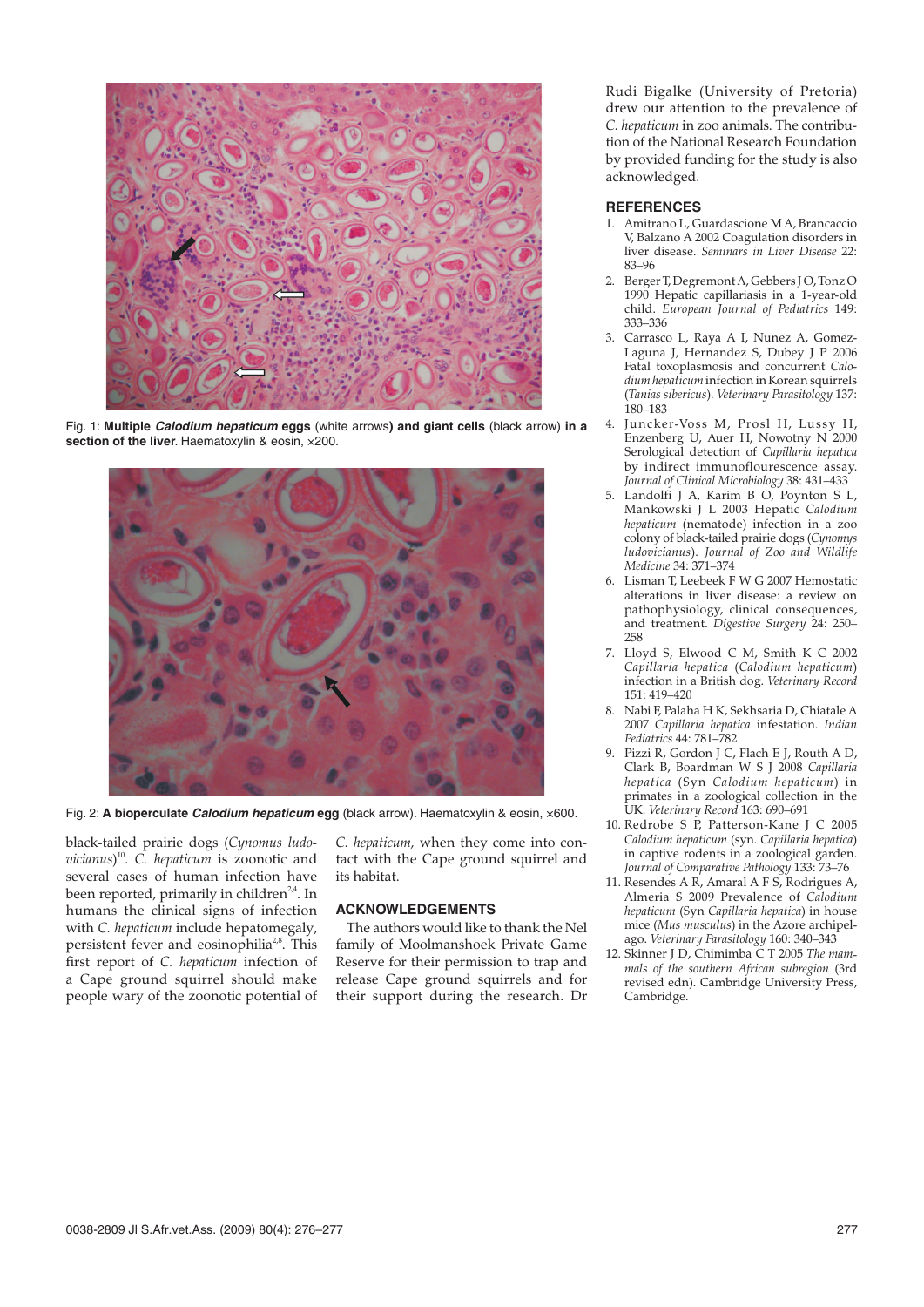Fig. 1: **Multiple *Calodium hepaticum* eggs** (white arrows) **and giant cells** (black arrow) **in a section of the liver**. Haematoxylin & eosin, ×200.

Fig. 2: **A bioperculate *Calodium hepaticum* egg** (black arrow). Haematoxylin & eosin, ×600.

black-tailed prairie dogs (*Cynomus ludovicianus*)[10]. *C. hepaticum* is zoonotic and several cases of human infection have been reported, primarily in children[2,4]. In humans the clinical signs of infection with *C. hepaticum* include hepatomegaly, persistent fever and eosinophilia[2,8]. This first report of *C. hepaticum* infection of a Cape ground squirrel should make people wary of the zoonotic potential of *C. hepaticum,* when they come into contact with the Cape ground squirrel and its habitat.

## ACKNOWLEDGEMENTS

The authors would like to thank the Nel family of Moolmanshoek Private Game Reserve for their permission to trap and release Cape ground squirrels and for their support during the research. Dr Rudi Bigalke (University of Pretoria) drew our attention to the prevalence of *C. hepaticum* in zoo animals. The contribution of the National Research Foundation by provided funding for the study is also acknowledged.

## REFERENCES

1. Amitrano L, Guardascione M A, Brancaccio V, Balzano A 2002 Coagulation disorders in liver disease. *Seminars in Liver Disease* 22: 83–96
2. Berger T, Degremont A, Gebbers J O, Tonz O 1990 Hepatic capillariasis in a 1-year-old child. *European Journal of Pediatrics* 149: 333–336
3. Carrasco L, Raya A I, Nunez A, Gomez-Laguna J, Hernandez S, Dubey J P 2006 Fatal toxoplasmosis and concurrent *Calodium hepaticum* infection in Korean squirrels (*Tanias sibericus*). *Veterinary Parasitology* 137: 180–183
4. Juncker-Voss M, Prosl H, Lussy H, Enzenberg U, Auer H, Nowotny N 2000 Serological detection of *Capillaria hepatica* by indirect immunofluorescence assay. *Journal of Clinical Microbiology* 38: 431–433
5. Landolfi J A, Karim B O, Poynton S L, Mankowski J L 2003 Hepatic *Calodium hepaticum* (nematode) infection in a zoo colony of black-tailed prairie dogs (*Cynomys ludovicianus*). *Journal of Zoo and Wildlife Medicine* 34: 371–374
6. Lisman T, Leebeek F W G 2007 Hemostatic alterations in liver disease: a review on pathophysiology, clinical consequences, and treatment. *Digestive Surgery* 24: 250–258
7. Lloyd S, Elwood C M, Smith K C 2002 *Capillaria hepatica* (*Calodium hepaticum*) infection in a British dog. *Veterinary Record* 151: 419–420
8. Nabi F, Palaha H K, Sekhsaria D, Chiatale A 2007 *Capillaria hepatica* infestation. *Indian Pediatrics* 44: 781–782
9. Pizzi R, Gordon J C, Flach E J, Routh A D, Clark B, Boardman W S J 2008 *Capillaria hepatica* (Syn *Calodium hepaticum*) in primates in a zoological collection in the UK. *Veterinary Record* 163: 690–691
10. Redrobe S P, Patterson-Kane J C 2005 *Calodium hepaticum* (syn. *Capillaria hepatica*) in captive rodents in a zoological garden. *Journal of Comparative Pathology* 133: 73–76
11. Resendes A R, Amaral A F S, Rodrigues A, Almeria S 2009 Prevalence of *Calodium hepaticum* (Syn *Capillaria hepatica*) in house mice (*Mus musculus*) in the Azore archipelago. *Veterinary Parasitology* 160: 340–343
12. Skinner J D, Chimimba C T 2005 *The mammals of the southern African subregion* (3rd revised edn). Cambridge University Press, Cambridge.